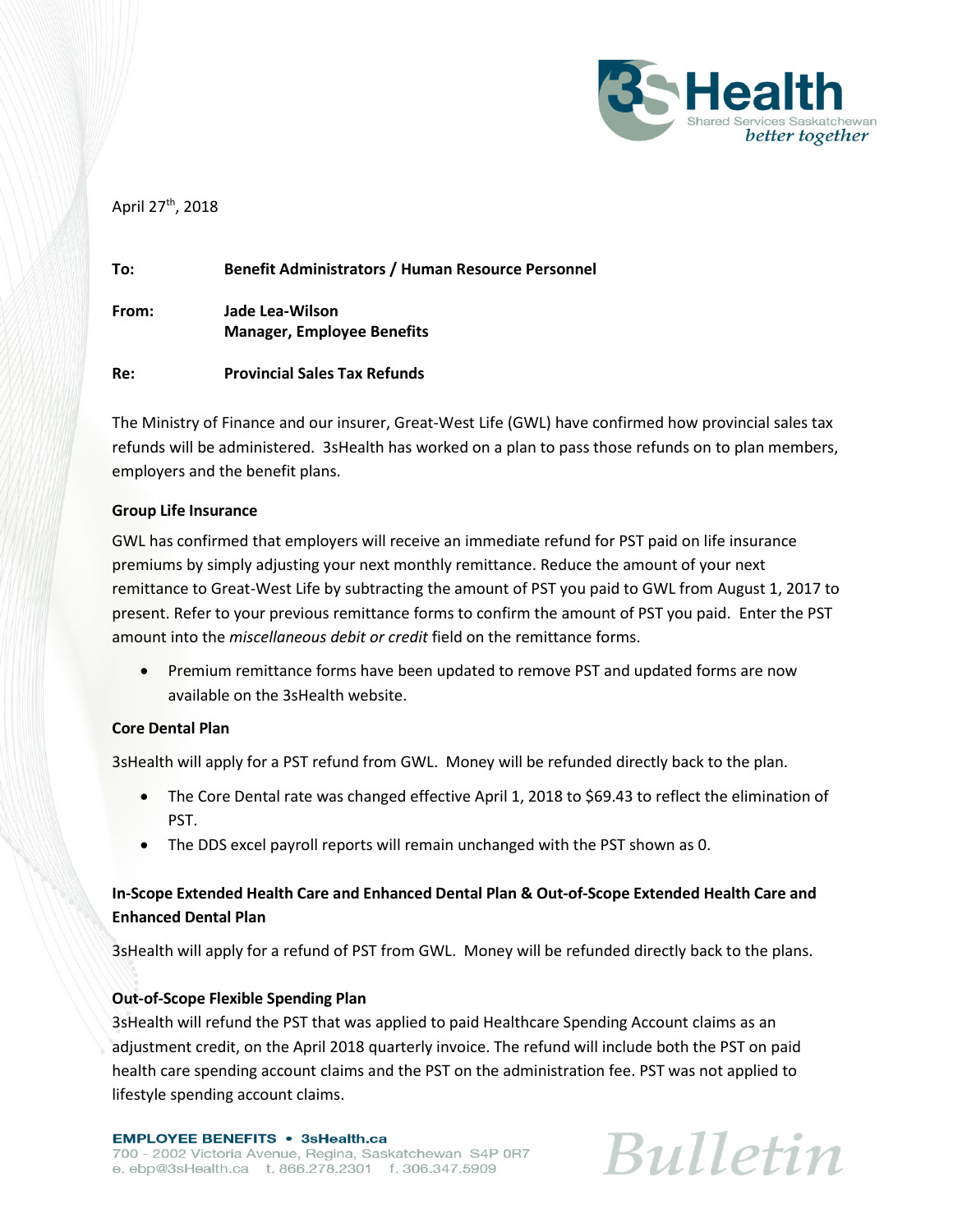April 27th, 2018

**To:** Benefit Administrators / Human Resource Personnel

**From:** Jade Lea-Wilson
Manager, Employee Benefits

**Re:** Provincial Sales Tax Refunds

The Ministry of Finance and our insurer, Great-West Life (GWL) have confirmed how provincial sales tax refunds will be administered. 3sHealth has worked on a plan to pass those refunds on to plan members, employers and the benefit plans.

**Group Life Insurance**

GWL has confirmed that employers will receive an immediate refund for PST paid on life insurance premiums by simply adjusting your next monthly remittance. Reduce the amount of your next remittance to Great-West Life by subtracting the amount of PST you paid to GWL from August 1, 2017 to present. Refer to your previous remittance forms to confirm the amount of PST you paid. Enter the PST amount into the *miscellaneous debit or credit* field on the remittance forms.

- Premium remittance forms have been updated to remove PST and updated forms are now available on the 3sHealth website.

**Core Dental Plan**

3sHealth will apply for a PST refund from GWL. Money will be refunded directly back to the plan.

- The Core Dental rate was changed effective April 1, 2018 to $69.43 to reflect the elimination of PST.
- The DDS excel payroll reports will remain unchanged with the PST shown as 0.

**In-Scope Extended Health Care and Enhanced Dental Plan & Out-of-Scope Extended Health Care and Enhanced Dental Plan**

3sHealth will apply for a refund of PST from GWL. Money will be refunded directly back to the plans.

**Out-of-Scope Flexible Spending Plan**

3sHealth will refund the PST that was applied to paid Healthcare Spending Account claims as an adjustment credit, on the April 2018 quarterly invoice. The refund will include both the PST on paid health care spending account claims and the PST on the administration fee. PST was not applied to lifestyle spending account claims.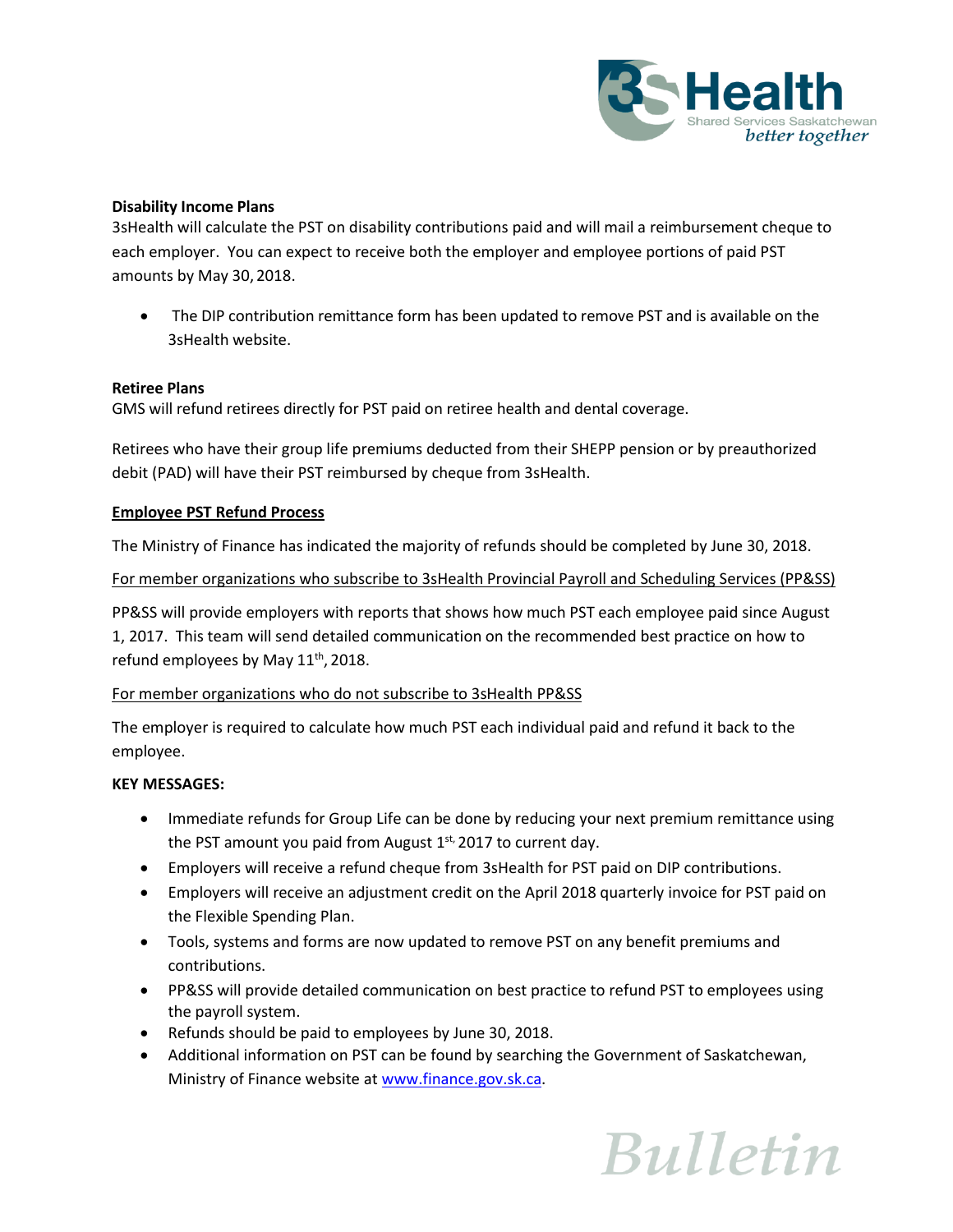**Disability Income Plans**

3sHealth will calculate the PST on disability contributions paid and will mail a reimbursement cheque to each employer. You can expect to receive both the employer and employee portions of paid PST amounts by May 30, 2018.

- The DIP contribution remittance form has been updated to remove PST and is available on the 3sHealth website.

**Retiree Plans**

GMS will refund retirees directly for PST paid on retiree health and dental coverage.

Retirees who have their group life premiums deducted from their SHEPP pension or by preauthorized debit (PAD) will have their PST reimbursed by cheque from 3sHealth.

**Employee PST Refund Process**

The Ministry of Finance has indicated the majority of refunds should be completed by June 30, 2018.

For member organizations who subscribe to 3sHealth Provincial Payroll and Scheduling Services (PP&SS)

PP&SS will provide employers with reports that shows how much PST each employee paid since August 1, 2017. This team will send detailed communication on the recommended best practice on how to refund employees by May 11th, 2018.

For member organizations who do not subscribe to 3sHealth PP&SS

The employer is required to calculate how much PST each individual paid and refund it back to the employee.

**KEY MESSAGES:**

- Immediate refunds for Group Life can be done by reducing your next premium remittance using the PST amount you paid from August 1st, 2017 to current day.
- Employers will receive a refund cheque from 3sHealth for PST paid on DIP contributions.
- Employers will receive an adjustment credit on the April 2018 quarterly invoice for PST paid on the Flexible Spending Plan.
- Tools, systems and forms are now updated to remove PST on any benefit premiums and contributions.
- PP&SS will provide detailed communication on best practice to refund PST to employees using the payroll system.
- Refunds should be paid to employees by June 30, 2018.
- Additional information on PST can be found by searching the Government of Saskatchewan, Ministry of Finance website at www.finance.gov.sk.ca.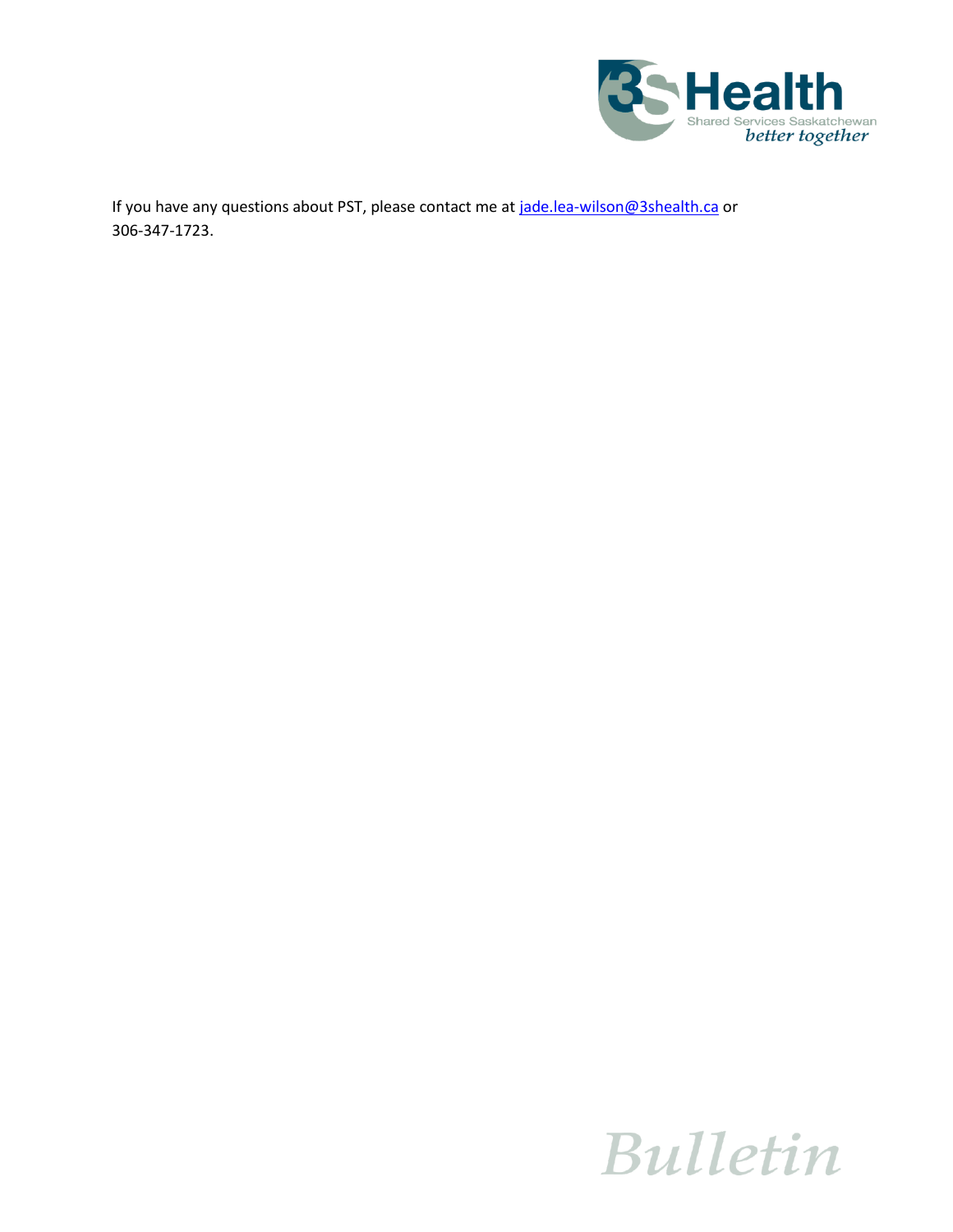If you have any questions about PST, please contact me at jade.lea-wilson@3shealth.ca or 306-347-1723.